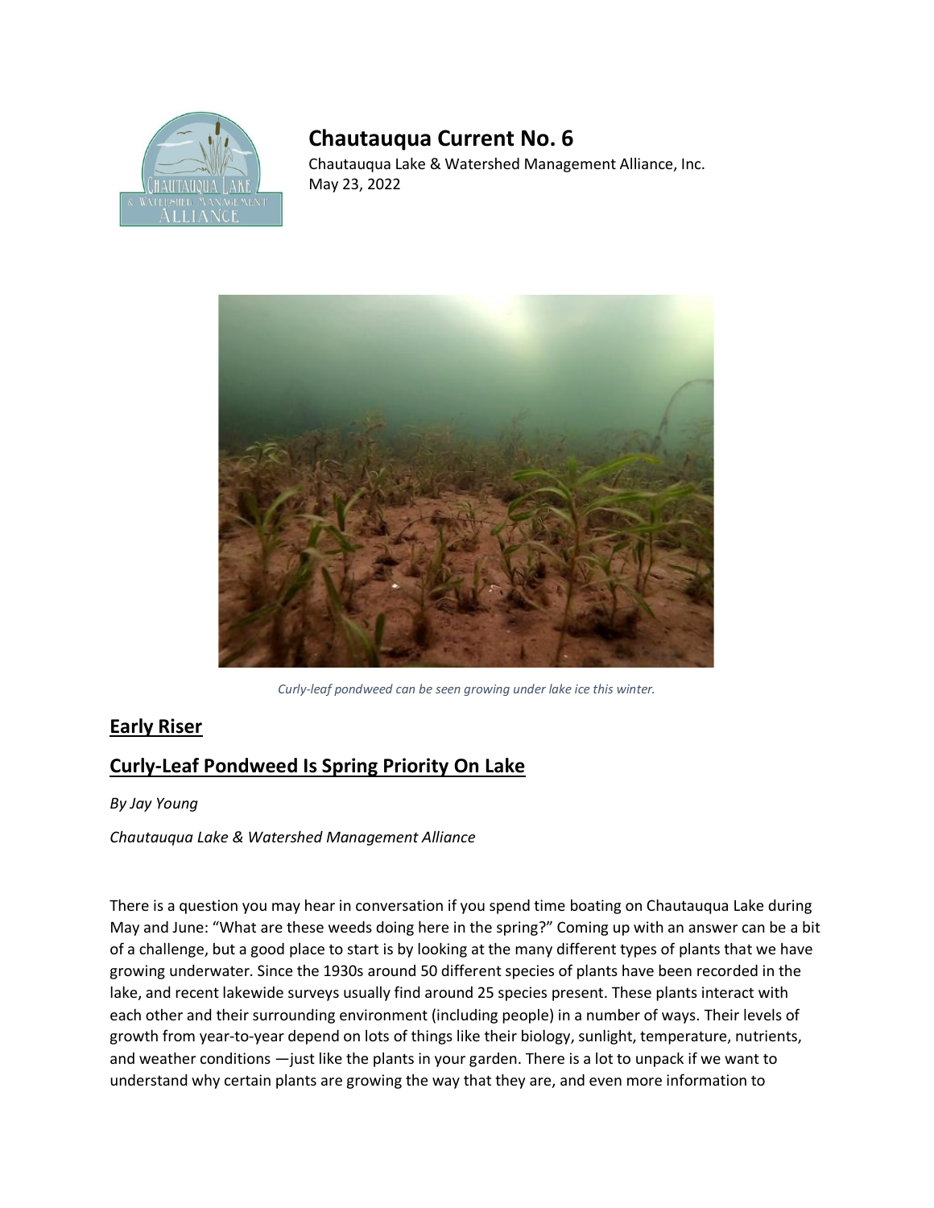# Chautauqua Current No. 6

Chautauqua Lake & Watershed Management Alliance, Inc.
May 23, 2022

*Curly-leaf pondweed can be seen growing under lake ice this winter.*

## Early Riser

## Curly-Leaf Pondweed Is Spring Priority On Lake

*By Jay Young*

*Chautauqua Lake & Watershed Management Alliance*

There is a question you may hear in conversation if you spend time boating on Chautauqua Lake during May and June: "What are these weeds doing here in the spring?" Coming up with an answer can be a bit of a challenge, but a good place to start is by looking at the many different types of plants that we have growing underwater. Since the 1930s around 50 different species of plants have been recorded in the lake, and recent lakewide surveys usually find around 25 species present. These plants interact with each other and their surrounding environment (including people) in a number of ways. Their levels of growth from year-to-year depend on lots of things like their biology, sunlight, temperature, nutrients, and weather conditions —just like the plants in your garden. There is a lot to unpack if we want to understand why certain plants are growing the way that they are, and even more information to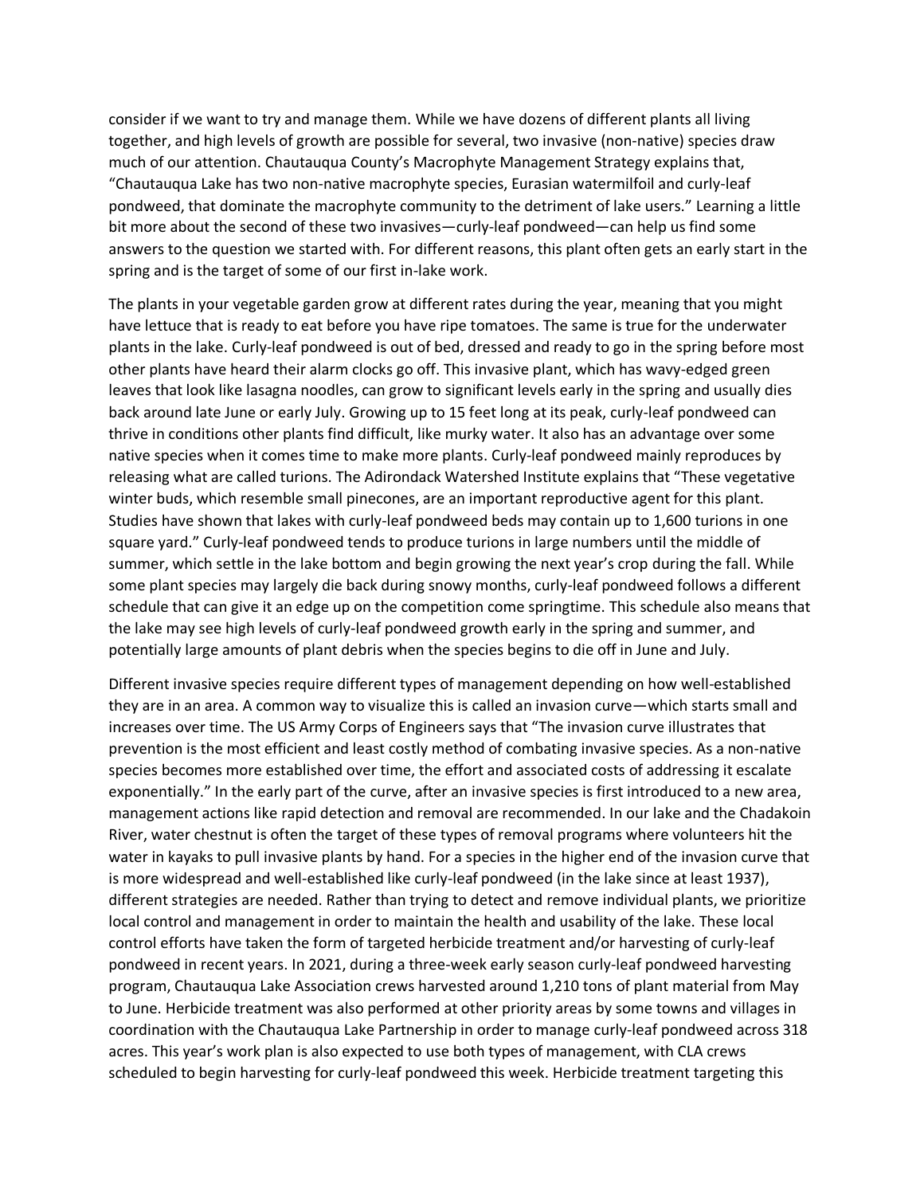consider if we want to try and manage them. While we have dozens of different plants all living together, and high levels of growth are possible for several, two invasive (non-native) species draw much of our attention. Chautauqua County's Macrophyte Management Strategy explains that, "Chautauqua Lake has two non-native macrophyte species, Eurasian watermilfoil and curly-leaf pondweed, that dominate the macrophyte community to the detriment of lake users." Learning a little bit more about the second of these two invasives—curly-leaf pondweed—can help us find some answers to the question we started with. For different reasons, this plant often gets an early start in the spring and is the target of some of our first in-lake work.

The plants in your vegetable garden grow at different rates during the year, meaning that you might have lettuce that is ready to eat before you have ripe tomatoes. The same is true for the underwater plants in the lake. Curly-leaf pondweed is out of bed, dressed and ready to go in the spring before most other plants have heard their alarm clocks go off. This invasive plant, which has wavy-edged green leaves that look like lasagna noodles, can grow to significant levels early in the spring and usually dies back around late June or early July. Growing up to 15 feet long at its peak, curly-leaf pondweed can thrive in conditions other plants find difficult, like murky water. It also has an advantage over some native species when it comes time to make more plants. Curly-leaf pondweed mainly reproduces by releasing what are called turions. The Adirondack Watershed Institute explains that "These vegetative winter buds, which resemble small pinecones, are an important reproductive agent for this plant. Studies have shown that lakes with curly-leaf pondweed beds may contain up to 1,600 turions in one square yard." Curly-leaf pondweed tends to produce turions in large numbers until the middle of summer, which settle in the lake bottom and begin growing the next year's crop during the fall. While some plant species may largely die back during snowy months, curly-leaf pondweed follows a different schedule that can give it an edge up on the competition come springtime. This schedule also means that the lake may see high levels of curly-leaf pondweed growth early in the spring and summer, and potentially large amounts of plant debris when the species begins to die off in June and July.

Different invasive species require different types of management depending on how well-established they are in an area. A common way to visualize this is called an invasion curve—which starts small and increases over time. The US Army Corps of Engineers says that "The invasion curve illustrates that prevention is the most efficient and least costly method of combating invasive species. As a non-native species becomes more established over time, the effort and associated costs of addressing it escalate exponentially." In the early part of the curve, after an invasive species is first introduced to a new area, management actions like rapid detection and removal are recommended. In our lake and the Chadakoin River, water chestnut is often the target of these types of removal programs where volunteers hit the water in kayaks to pull invasive plants by hand. For a species in the higher end of the invasion curve that is more widespread and well-established like curly-leaf pondweed (in the lake since at least 1937), different strategies are needed. Rather than trying to detect and remove individual plants, we prioritize local control and management in order to maintain the health and usability of the lake. These local control efforts have taken the form of targeted herbicide treatment and/or harvesting of curly-leaf pondweed in recent years. In 2021, during a three-week early season curly-leaf pondweed harvesting program, Chautauqua Lake Association crews harvested around 1,210 tons of plant material from May to June. Herbicide treatment was also performed at other priority areas by some towns and villages in coordination with the Chautauqua Lake Partnership in order to manage curly-leaf pondweed across 318 acres. This year's work plan is also expected to use both types of management, with CLA crews scheduled to begin harvesting for curly-leaf pondweed this week. Herbicide treatment targeting this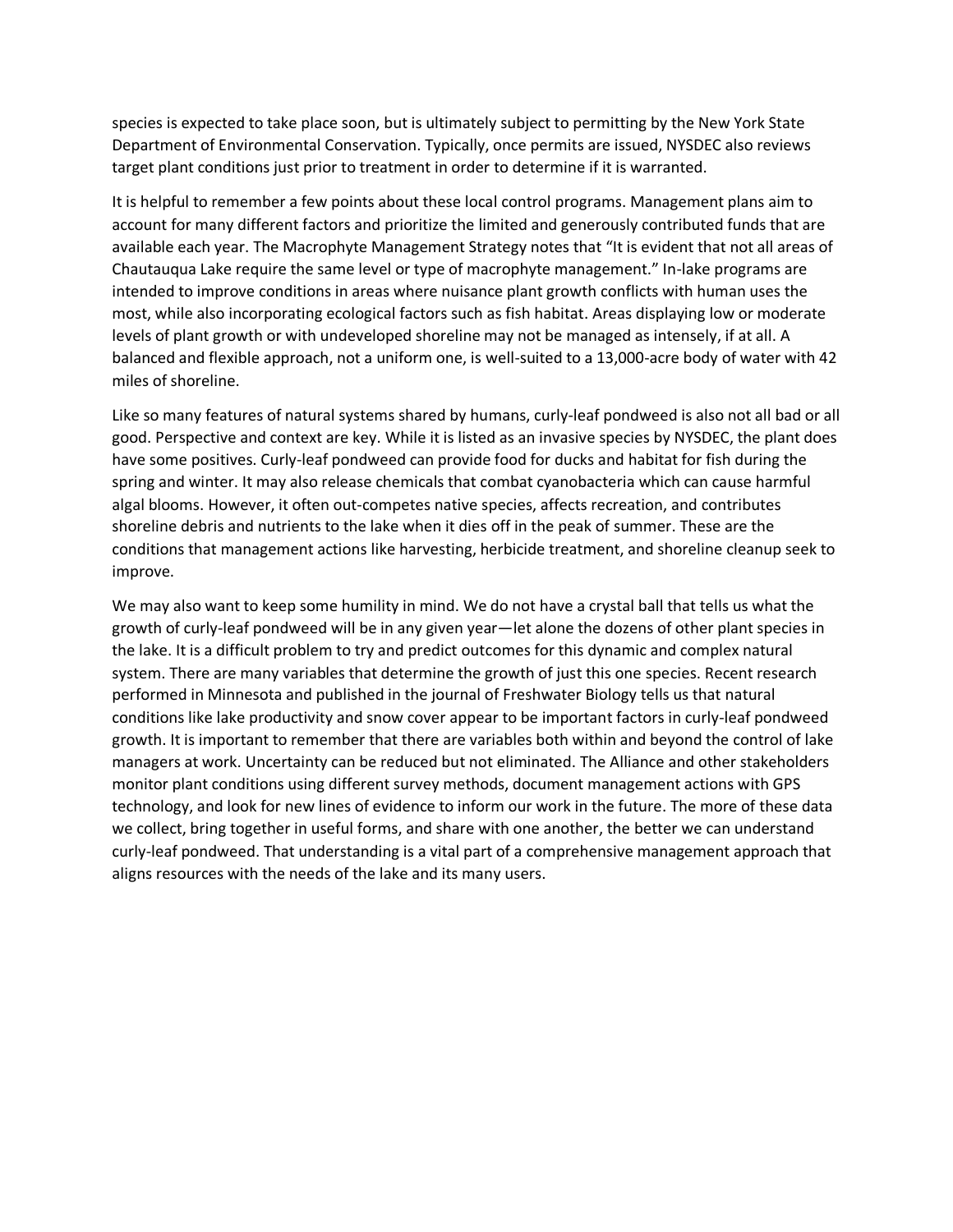species is expected to take place soon, but is ultimately subject to permitting by the New York State Department of Environmental Conservation. Typically, once permits are issued, NYSDEC also reviews target plant conditions just prior to treatment in order to determine if it is warranted.

It is helpful to remember a few points about these local control programs. Management plans aim to account for many different factors and prioritize the limited and generously contributed funds that are available each year. The Macrophyte Management Strategy notes that "It is evident that not all areas of Chautauqua Lake require the same level or type of macrophyte management." In-lake programs are intended to improve conditions in areas where nuisance plant growth conflicts with human uses the most, while also incorporating ecological factors such as fish habitat. Areas displaying low or moderate levels of plant growth or with undeveloped shoreline may not be managed as intensely, if at all. A balanced and flexible approach, not a uniform one, is well-suited to a 13,000-acre body of water with 42 miles of shoreline.

Like so many features of natural systems shared by humans, curly-leaf pondweed is also not all bad or all good. Perspective and context are key. While it is listed as an invasive species by NYSDEC, the plant does have some positives. Curly-leaf pondweed can provide food for ducks and habitat for fish during the spring and winter. It may also release chemicals that combat cyanobacteria which can cause harmful algal blooms. However, it often out-competes native species, affects recreation, and contributes shoreline debris and nutrients to the lake when it dies off in the peak of summer. These are the conditions that management actions like harvesting, herbicide treatment, and shoreline cleanup seek to improve.

We may also want to keep some humility in mind. We do not have a crystal ball that tells us what the growth of curly-leaf pondweed will be in any given year—let alone the dozens of other plant species in the lake. It is a difficult problem to try and predict outcomes for this dynamic and complex natural system. There are many variables that determine the growth of just this one species. Recent research performed in Minnesota and published in the journal of Freshwater Biology tells us that natural conditions like lake productivity and snow cover appear to be important factors in curly-leaf pondweed growth. It is important to remember that there are variables both within and beyond the control of lake managers at work. Uncertainty can be reduced but not eliminated. The Alliance and other stakeholders monitor plant conditions using different survey methods, document management actions with GPS technology, and look for new lines of evidence to inform our work in the future. The more of these data we collect, bring together in useful forms, and share with one another, the better we can understand curly-leaf pondweed. That understanding is a vital part of a comprehensive management approach that aligns resources with the needs of the lake and its many users.